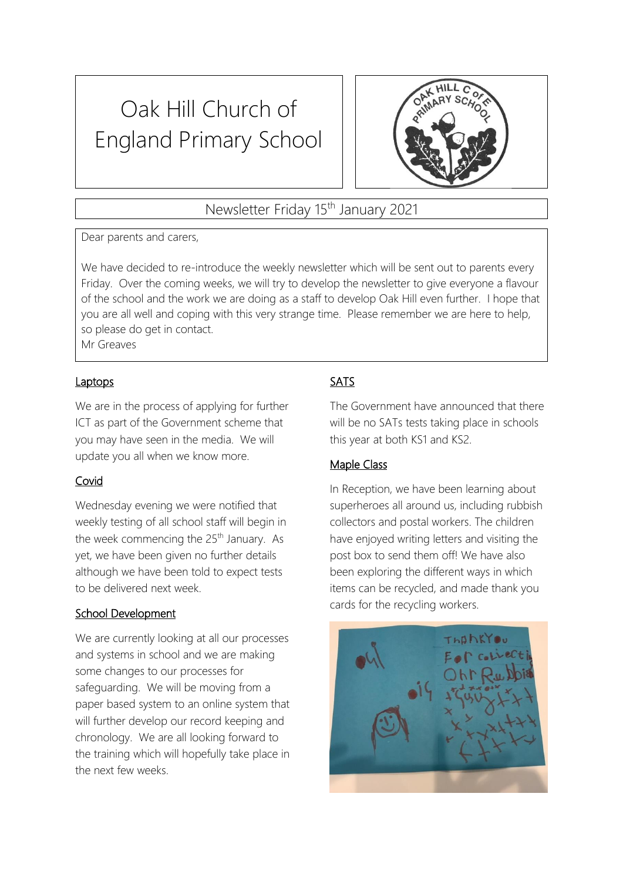# Oak Hill Church of England Primary School

## Newsletter Friday 15th January 2021

Dear parents and carers,

We have decided to re-introduce the weekly newsletter which will be sent out to parents every Friday. Over the coming weeks, we will try to develop the newsletter to give everyone a flavour of the school and the work we are doing as a staff to develop Oak Hill even further. I hope that you are all well and coping with this very strange time. Please remember we are here to help, so please do get in contact.
Mr Greaves

### Laptops

We are in the process of applying for further ICT as part of the Government scheme that you may have seen in the media. We will update you all when we know more.

### Covid

Wednesday evening we were notified that weekly testing of all school staff will begin in the week commencing the 25th January. As yet, we have been given no further details although we have been told to expect tests to be delivered next week.

### School Development

We are currently looking at all our processes and systems in school and we are making some changes to our processes for safeguarding. We will be moving from a paper based system to an online system that will further develop our record keeping and chronology. We are all looking forward to the training which will hopefully take place in the next few weeks.

### SATS

The Government have announced that there will be no SATs tests taking place in schools this year at both KS1 and KS2.

### Maple Class

In Reception, we have been learning about superheroes all around us, including rubbish collectors and postal workers. The children have enjoyed writing letters and visiting the post box to send them off! We have also been exploring the different ways in which items can be recycled, and made thank you cards for the recycling workers.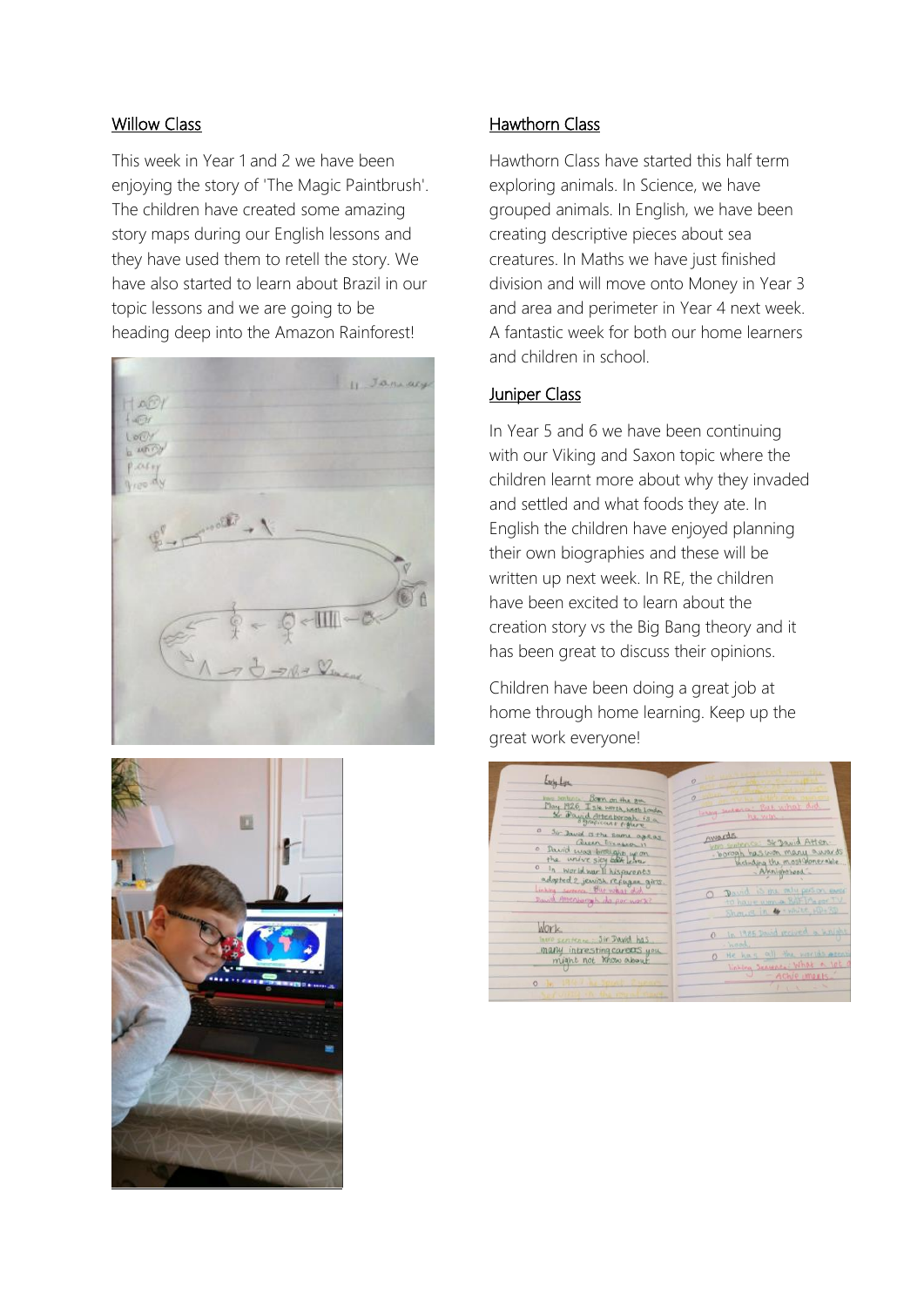## Willow Class

This week in Year 1 and 2 we have been enjoying the story of 'The Magic Paintbrush'. The children have created some amazing story maps during our English lessons and they have used them to retell the story. We have also started to learn about Brazil in our topic lessons and we are going to be heading deep into the Amazon Rainforest!

## Hawthorn Class

Hawthorn Class have started this half term exploring animals. In Science, we have grouped animals. In English, we have been creating descriptive pieces about sea creatures. In Maths we have just finished division and will move onto Money in Year 3 and area and perimeter in Year 4 next week. A fantastic week for both our home learners and children in school.

## Juniper Class

In Year 5 and 6 we have been continuing with our Viking and Saxon topic where the children learnt more about why they invaded and settled and what foods they ate. In English the children have enjoyed planning their own biographies and these will be written up next week. In RE, the children have been excited to learn about the creation story vs the Big Bang theory and it has been great to discuss their opinions.

Children have been doing a great job at home through home learning. Keep up the great work everyone!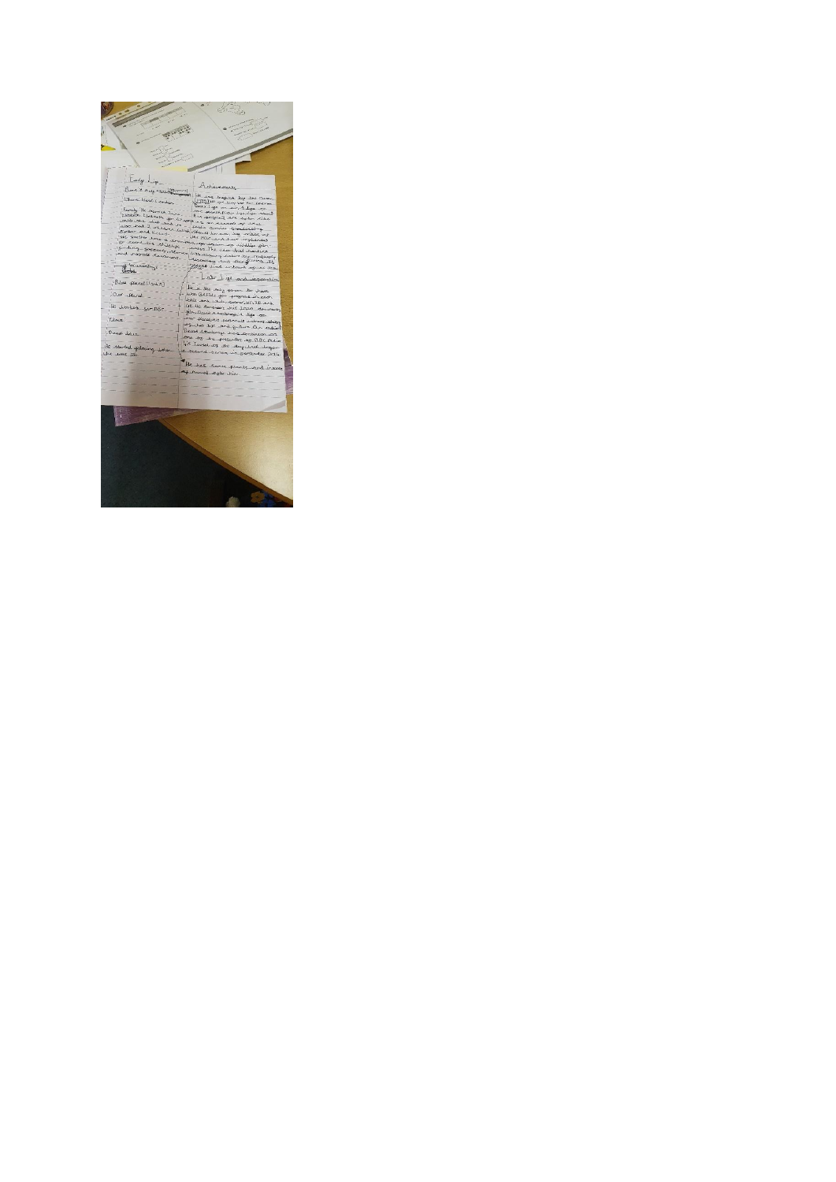Early Life

Achievements